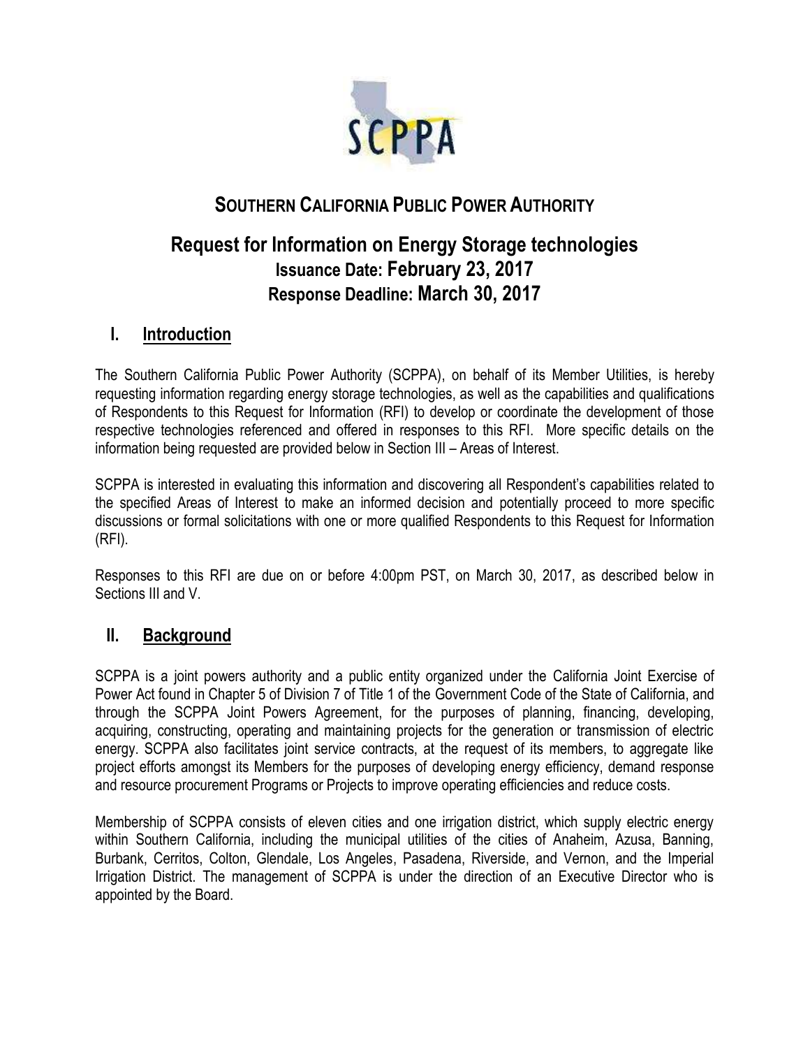# SOUTHERN CALIFORNIA PUBLIC POWER AUTHORITY

## Request for Information on Energy Storage technologies

### Issuance Date: February 23, 2017

### Response Deadline: March 30, 2017

## I. Introduction

The Southern California Public Power Authority (SCPPA), on behalf of its Member Utilities, is hereby requesting information regarding energy storage technologies, as well as the capabilities and qualifications of Respondents to this Request for Information (RFI) to develop or coordinate the development of those respective technologies referenced and offered in responses to this RFI. More specific details on the information being requested are provided below in Section III – Areas of Interest.

SCPPA is interested in evaluating this information and discovering all Respondent's capabilities related to the specified Areas of Interest to make an informed decision and potentially proceed to more specific discussions or formal solicitations with one or more qualified Respondents to this Request for Information (RFI).

Responses to this RFI are due on or before 4:00pm PST, on March 30, 2017, as described below in Sections III and V.

## II. Background

SCPPA is a joint powers authority and a public entity organized under the California Joint Exercise of Power Act found in Chapter 5 of Division 7 of Title 1 of the Government Code of the State of California, and through the SCPPA Joint Powers Agreement, for the purposes of planning, financing, developing, acquiring, constructing, operating and maintaining projects for the generation or transmission of electric energy. SCPPA also facilitates joint service contracts, at the request of its members, to aggregate like project efforts amongst its Members for the purposes of developing energy efficiency, demand response and resource procurement Programs or Projects to improve operating efficiencies and reduce costs.

Membership of SCPPA consists of eleven cities and one irrigation district, which supply electric energy within Southern California, including the municipal utilities of the cities of Anaheim, Azusa, Banning, Burbank, Cerritos, Colton, Glendale, Los Angeles, Pasadena, Riverside, and Vernon, and the Imperial Irrigation District. The management of SCPPA is under the direction of an Executive Director who is appointed by the Board.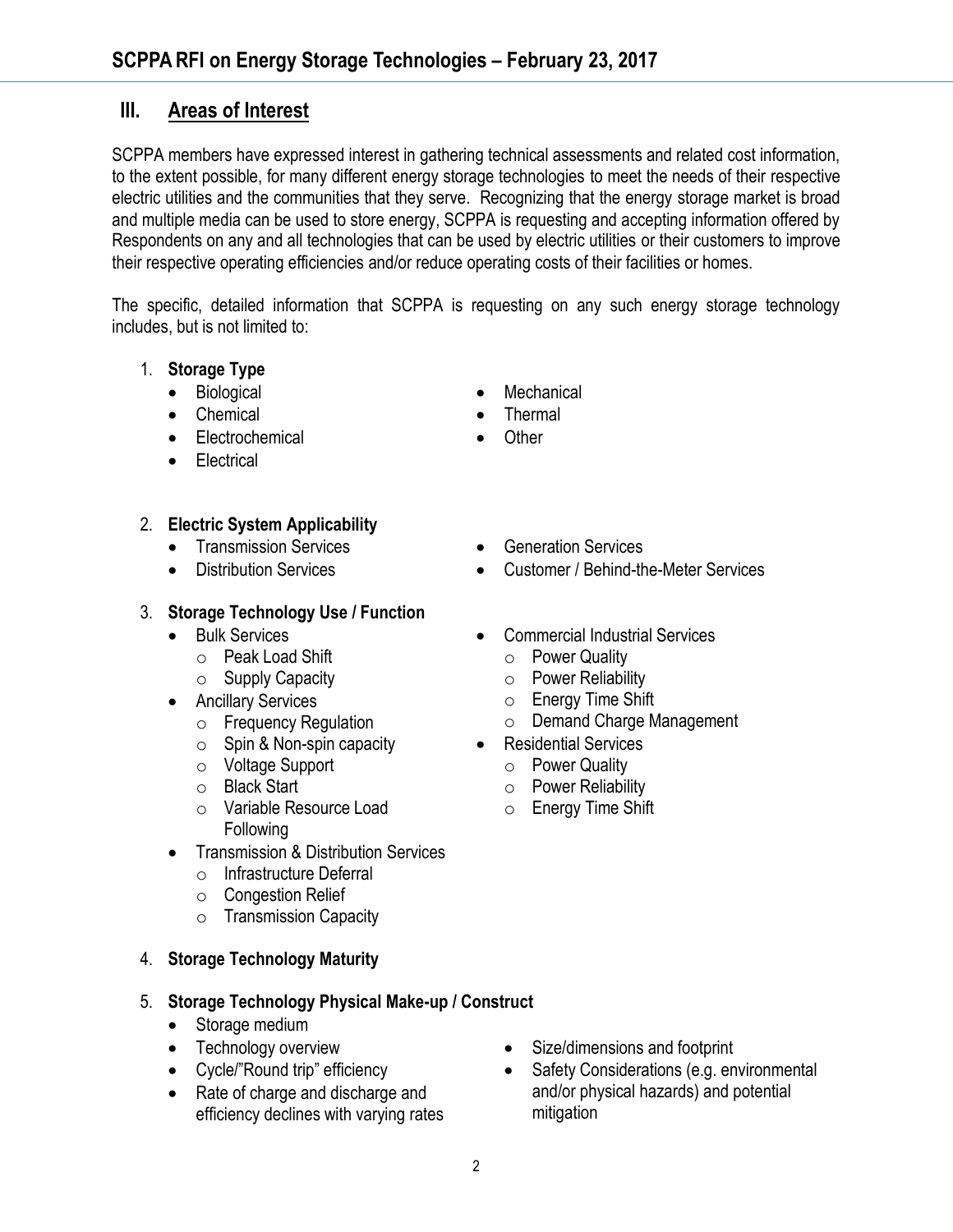## III. Areas of Interest

SCPPA members have expressed interest in gathering technical assessments and related cost information, to the extent possible, for many different energy storage technologies to meet the needs of their respective electric utilities and the communities that they serve. Recognizing that the energy storage market is broad and multiple media can be used to store energy, SCPPA is requesting and accepting information offered by Respondents on any and all technologies that can be used by electric utilities or their customers to improve their respective operating efficiencies and/or reduce operating costs of their facilities or homes.

The specific, detailed information that SCPPA is requesting on any such energy storage technology includes, but is not limited to:

1. **Storage Type**
   - Biological
   - Chemical
   - Electrochemical
   - Electrical
   - Mechanical
   - Thermal
   - Other

2. **Electric System Applicability**
   - Transmission Services
   - Distribution Services
   - Generation Services
   - Customer / Behind-the-Meter Services

3. **Storage Technology Use / Function**
   - Bulk Services
     - Peak Load Shift
     - Supply Capacity
   - Ancillary Services
     - Frequency Regulation
     - Spin & Non-spin capacity
     - Voltage Support
     - Black Start
     - Variable Resource Load Following
   - Transmission & Distribution Services
     - Infrastructure Deferral
     - Congestion Relief
     - Transmission Capacity
   - Commercial Industrial Services
     - Power Quality
     - Power Reliability
     - Energy Time Shift
     - Demand Charge Management
   - Residential Services
     - Power Quality
     - Power Reliability
     - Energy Time Shift

4. **Storage Technology Maturity**

5. **Storage Technology Physical Make-up / Construct**
   - Storage medium
   - Technology overview
   - Cycle/"Round trip" efficiency
   - Rate of charge and discharge and efficiency declines with varying rates
   - Size/dimensions and footprint
   - Safety Considerations (e.g. environmental and/or physical hazards) and potential mitigation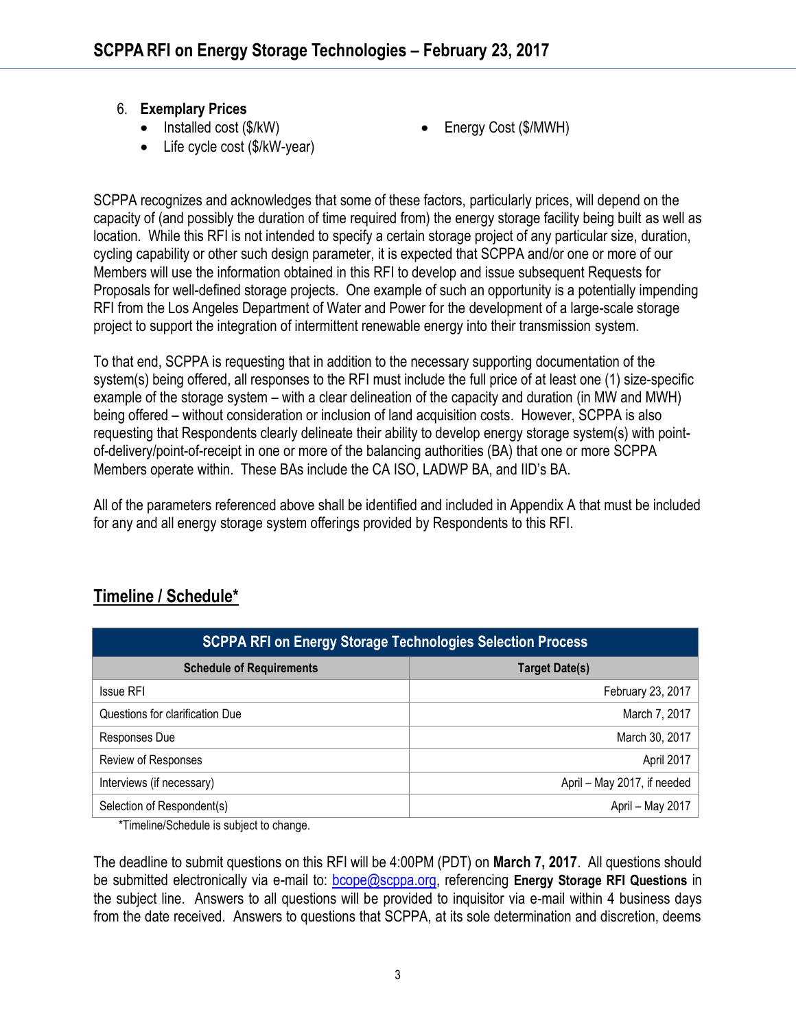6. **Exemplary Prices**
   - Installed cost ($/kW)
   - Life cycle cost ($/kW-year)
   - Energy Cost ($/MWH)

SCPPA recognizes and acknowledges that some of these factors, particularly prices, will depend on the capacity of (and possibly the duration of time required from) the energy storage facility being built as well as location. While this RFI is not intended to specify a certain storage project of any particular size, duration, cycling capability or other such design parameter, it is expected that SCPPA and/or one or more of our Members will use the information obtained in this RFI to develop and issue subsequent Requests for Proposals for well-defined storage projects. One example of such an opportunity is a potentially impending RFI from the Los Angeles Department of Water and Power for the development of a large-scale storage project to support the integration of intermittent renewable energy into their transmission system.

To that end, SCPPA is requesting that in addition to the necessary supporting documentation of the system(s) being offered, all responses to the RFI must include the full price of at least one (1) size-specific example of the storage system – with a clear delineation of the capacity and duration (in MW and MWH) being offered – without consideration or inclusion of land acquisition costs. However, SCPPA is also requesting that Respondents clearly delineate their ability to develop energy storage system(s) with point-of-delivery/point-of-receipt in one or more of the balancing authorities (BA) that one or more SCPPA Members operate within. These BAs include the CA ISO, LADWP BA, and IID's BA.

All of the parameters referenced above shall be identified and included in Appendix A that must be included for any and all energy storage system offerings provided by Respondents to this RFI.

## Timeline / Schedule*

| SCPPA RFI on Energy Storage Technologies Selection Process | |
|---|---|
| **Schedule of Requirements** | **Target Date(s)** |
| Issue RFI | February 23, 2017 |
| Questions for clarification Due | March 7, 2017 |
| Responses Due | March 30, 2017 |
| Review of Responses | April 2017 |
| Interviews (if necessary) | April – May 2017, if needed |
| Selection of Respondent(s) | April – May 2017 |

*Timeline/Schedule is subject to change.

The deadline to submit questions on this RFI will be 4:00PM (PDT) on **March 7, 2017**. All questions should be submitted electronically via e-mail to: bcope@scppa.org, referencing **Energy Storage RFI Questions** in the subject line. Answers to all questions will be provided to inquisitor via e-mail within 4 business days from the date received. Answers to questions that SCPPA, at its sole determination and discretion, deems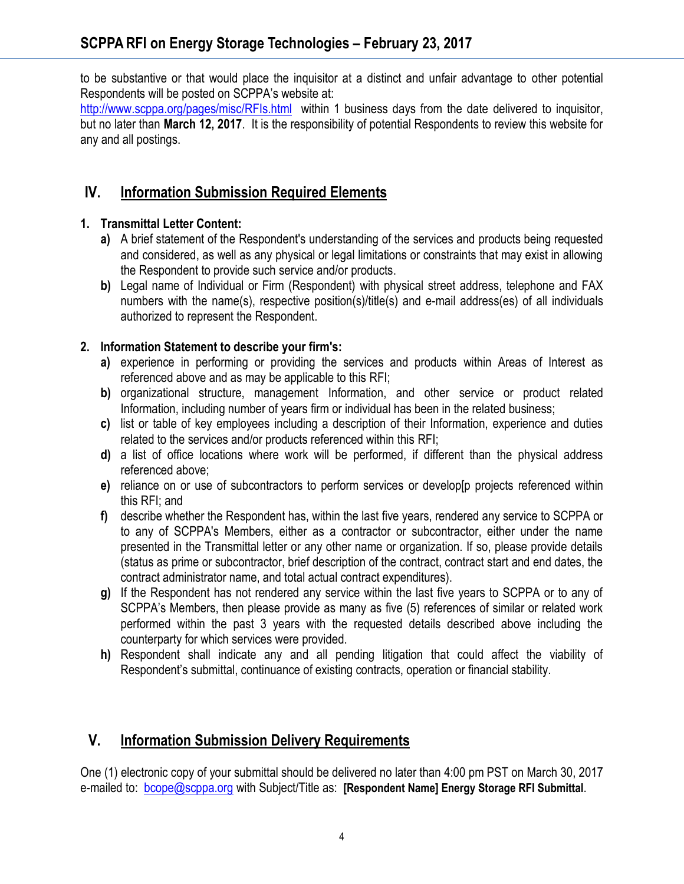to be substantive or that would place the inquisitor at a distinct and unfair advantage to other potential Respondents will be posted on SCPPA's website at: http://www.scppa.org/pages/misc/RFIs.html within 1 business days from the date delivered to inquisitor, but no later than **March 12, 2017**. It is the responsibility of potential Respondents to review this website for any and all postings.

## IV. Information Submission Required Elements

**1. Transmittal Letter Content:**

- **a)** A brief statement of the Respondent's understanding of the services and products being requested and considered, as well as any physical or legal limitations or constraints that may exist in allowing the Respondent to provide such service and/or products.
- **b)** Legal name of Individual or Firm (Respondent) with physical street address, telephone and FAX numbers with the name(s), respective position(s)/title(s) and e-mail address(es) of all individuals authorized to represent the Respondent.

**2. Information Statement to describe your firm's:**

- **a)** experience in performing or providing the services and products within Areas of Interest as referenced above and as may be applicable to this RFI;
- **b)** organizational structure, management Information, and other service or product related Information, including number of years firm or individual has been in the related business;
- **c)** list or table of key employees including a description of their Information, experience and duties related to the services and/or products referenced within this RFI;
- **d)** a list of office locations where work will be performed, if different than the physical address referenced above;
- **e)** reliance on or use of subcontractors to perform services or develop[p projects referenced within this RFI; and
- **f)** describe whether the Respondent has, within the last five years, rendered any service to SCPPA or to any of SCPPA's Members, either as a contractor or subcontractor, either under the name presented in the Transmittal letter or any other name or organization. If so, please provide details (status as prime or subcontractor, brief description of the contract, contract start and end dates, the contract administrator name, and total actual contract expenditures).
- **g)** If the Respondent has not rendered any service within the last five years to SCPPA or to any of SCPPA's Members, then please provide as many as five (5) references of similar or related work performed within the past 3 years with the requested details described above including the counterparty for which services were provided.
- **h)** Respondent shall indicate any and all pending litigation that could affect the viability of Respondent's submittal, continuance of existing contracts, operation or financial stability.

## V. Information Submission Delivery Requirements

One (1) electronic copy of your submittal should be delivered no later than 4:00 pm PST on March 30, 2017 e-mailed to: bcope@scppa.org with Subject/Title as: **[Respondent Name] Energy Storage RFI Submittal**.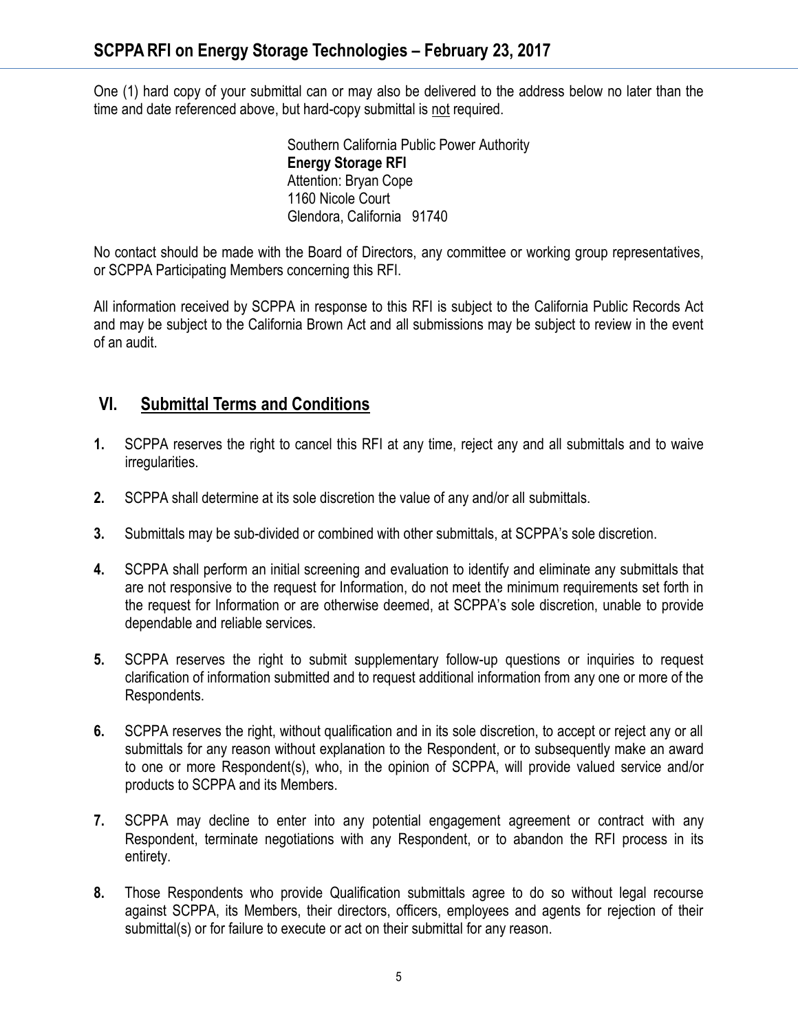One (1) hard copy of your submittal can or may also be delivered to the address below no later than the time and date referenced above, but hard-copy submittal is not required.

Southern California Public Power Authority
**Energy Storage RFI**
Attention: Bryan Cope
1160 Nicole Court
Glendora, California 91740

No contact should be made with the Board of Directors, any committee or working group representatives, or SCPPA Participating Members concerning this RFI.

All information received by SCPPA in response to this RFI is subject to the California Public Records Act and may be subject to the California Brown Act and all submissions may be subject to review in the event of an audit.

## VI. Submittal Terms and Conditions

**1.** SCPPA reserves the right to cancel this RFI at any time, reject any and all submittals and to waive irregularities.

**2.** SCPPA shall determine at its sole discretion the value of any and/or all submittals.

**3.** Submittals may be sub-divided or combined with other submittals, at SCPPA's sole discretion.

**4.** SCPPA shall perform an initial screening and evaluation to identify and eliminate any submittals that are not responsive to the request for Information, do not meet the minimum requirements set forth in the request for Information or are otherwise deemed, at SCPPA's sole discretion, unable to provide dependable and reliable services.

**5.** SCPPA reserves the right to submit supplementary follow-up questions or inquiries to request clarification of information submitted and to request additional information from any one or more of the Respondents.

**6.** SCPPA reserves the right, without qualification and in its sole discretion, to accept or reject any or all submittals for any reason without explanation to the Respondent, or to subsequently make an award to one or more Respondent(s), who, in the opinion of SCPPA, will provide valued service and/or products to SCPPA and its Members.

**7.** SCPPA may decline to enter into any potential engagement agreement or contract with any Respondent, terminate negotiations with any Respondent, or to abandon the RFI process in its entirety.

**8.** Those Respondents who provide Qualification submittals agree to do so without legal recourse against SCPPA, its Members, their directors, officers, employees and agents for rejection of their submittal(s) or for failure to execute or act on their submittal for any reason.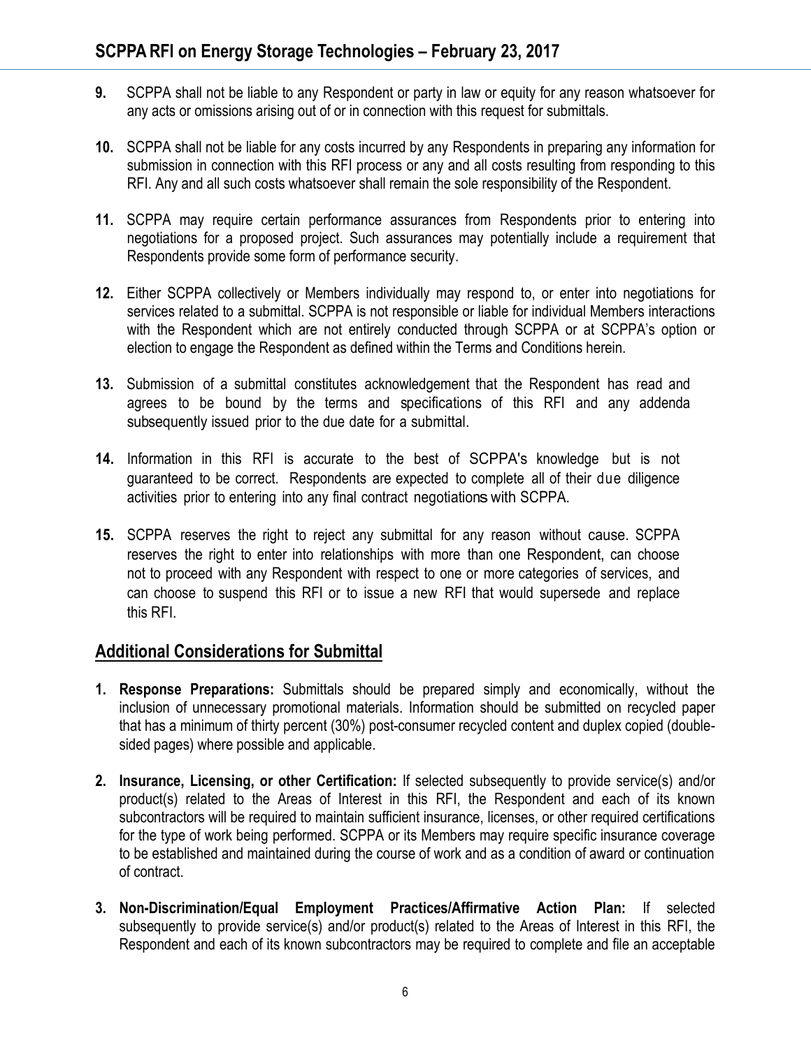**9.** SCPPA shall not be liable to any Respondent or party in law or equity for any reason whatsoever for any acts or omissions arising out of or in connection with this request for submittals.

**10.** SCPPA shall not be liable for any costs incurred by any Respondents in preparing any information for submission in connection with this RFI process or any and all costs resulting from responding to this RFI. Any and all such costs whatsoever shall remain the sole responsibility of the Respondent.

**11.** SCPPA may require certain performance assurances from Respondents prior to entering into negotiations for a proposed project. Such assurances may potentially include a requirement that Respondents provide some form of performance security.

**12.** Either SCPPA collectively or Members individually may respond to, or enter into negotiations for services related to a submittal. SCPPA is not responsible or liable for individual Members interactions with the Respondent which are not entirely conducted through SCPPA or at SCPPA's option or election to engage the Respondent as defined within the Terms and Conditions herein.

**13.** Submission of a submittal constitutes acknowledgement that the Respondent has read and agrees to be bound by the terms and specifications of this RFI and any addenda subsequently issued prior to the due date for a submittal.

**14.** Information in this RFI is accurate to the best of SCPPA's knowledge but is not guaranteed to be correct. Respondents are expected to complete all of their due diligence activities prior to entering into any final contract negotiations with SCPPA.

**15.** SCPPA reserves the right to reject any submittal for any reason without cause. SCPPA reserves the right to enter into relationships with more than one Respondent, can choose not to proceed with any Respondent with respect to one or more categories of services, and can choose to suspend this RFI or to issue a new RFI that would supersede and replace this RFI.

## Additional Considerations for Submittal

1. **Response Preparations:** Submittals should be prepared simply and economically, without the inclusion of unnecessary promotional materials. Information should be submitted on recycled paper that has a minimum of thirty percent (30%) post-consumer recycled content and duplex copied (double-sided pages) where possible and applicable.

2. **Insurance, Licensing, or other Certification:** If selected subsequently to provide service(s) and/or product(s) related to the Areas of Interest in this RFI, the Respondent and each of its known subcontractors will be required to maintain sufficient insurance, licenses, or other required certifications for the type of work being performed. SCPPA or its Members may require specific insurance coverage to be established and maintained during the course of work and as a condition of award or continuation of contract.

3. **Non-Discrimination/Equal Employment Practices/Affirmative Action Plan:** If selected subsequently to provide service(s) and/or product(s) related to the Areas of Interest in this RFI, the Respondent and each of its known subcontractors may be required to complete and file an acceptable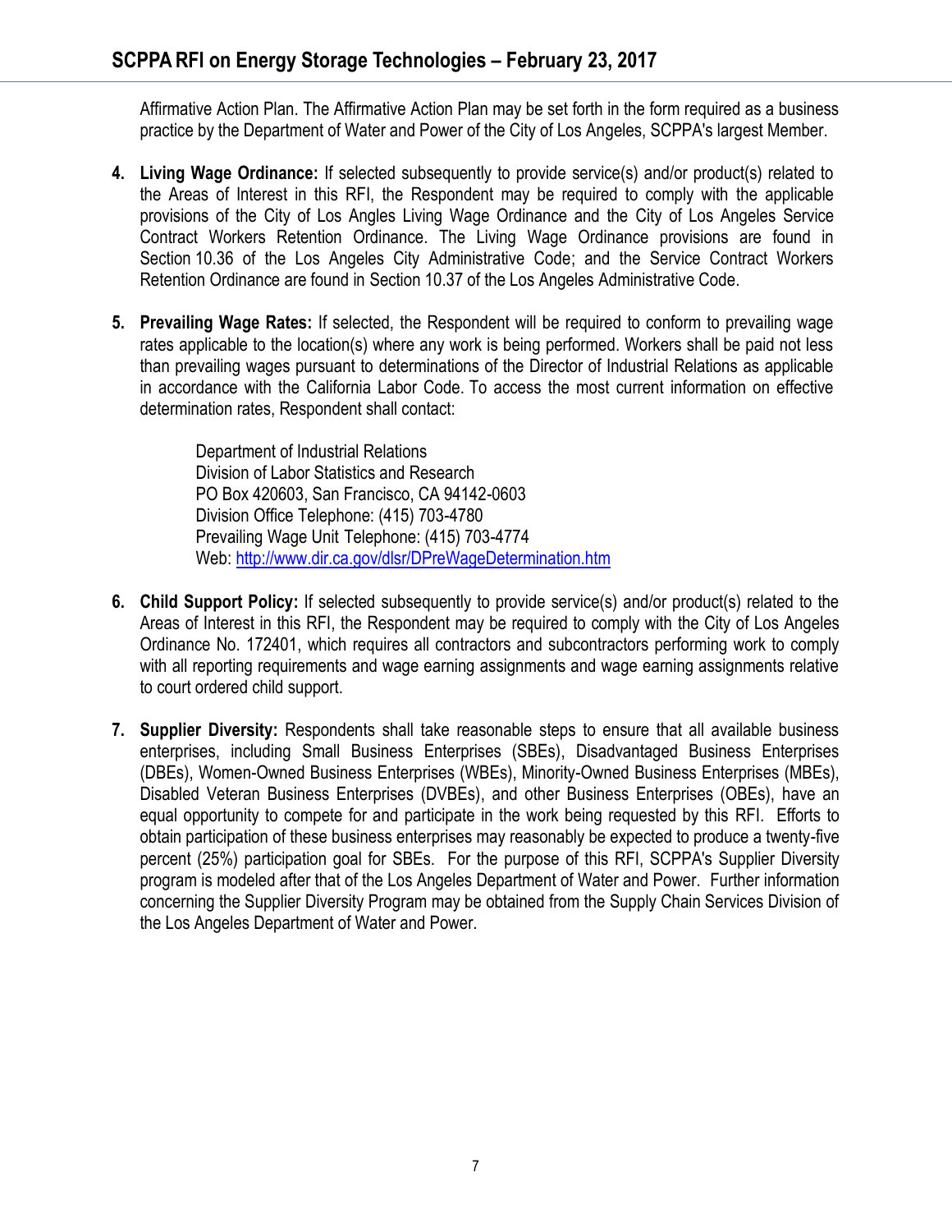Affirmative Action Plan. The Affirmative Action Plan may be set forth in the form required as a business practice by the Department of Water and Power of the City of Los Angeles, SCPPA's largest Member.

4. **Living Wage Ordinance:** If selected subsequently to provide service(s) and/or product(s) related to the Areas of Interest in this RFI, the Respondent may be required to comply with the applicable provisions of the City of Los Angles Living Wage Ordinance and the City of Los Angeles Service Contract Workers Retention Ordinance. The Living Wage Ordinance provisions are found in Section 10.36 of the Los Angeles City Administrative Code; and the Service Contract Workers Retention Ordinance are found in Section 10.37 of the Los Angeles Administrative Code.

5. **Prevailing Wage Rates:** If selected, the Respondent will be required to conform to prevailing wage rates applicable to the location(s) where any work is being performed. Workers shall be paid not less than prevailing wages pursuant to determinations of the Director of Industrial Relations as applicable in accordance with the California Labor Code. To access the most current information on effective determination rates, Respondent shall contact:

   Department of Industrial Relations
   Division of Labor Statistics and Research
   PO Box 420603, San Francisco, CA 94142-0603
   Division Office Telephone: (415) 703-4780
   Prevailing Wage Unit Telephone: (415) 703-4774
   Web: [http://www.dir.ca.gov/dlsr/DPreWageDetermination.htm](http://www.dir.ca.gov/dlsr/DPreWageDetermination.htm)

6. **Child Support Policy:** If selected subsequently to provide service(s) and/or product(s) related to the Areas of Interest in this RFI, the Respondent may be required to comply with the City of Los Angeles Ordinance No. 172401, which requires all contractors and subcontractors performing work to comply with all reporting requirements and wage earning assignments and wage earning assignments relative to court ordered child support.

7. **Supplier Diversity:** Respondents shall take reasonable steps to ensure that all available business enterprises, including Small Business Enterprises (SBEs), Disadvantaged Business Enterprises (DBEs), Women-Owned Business Enterprises (WBEs), Minority-Owned Business Enterprises (MBEs), Disabled Veteran Business Enterprises (DVBEs), and other Business Enterprises (OBEs), have an equal opportunity to compete for and participate in the work being requested by this RFI. Efforts to obtain participation of these business enterprises may reasonably be expected to produce a twenty-five percent (25%) participation goal for SBEs. For the purpose of this RFI, SCPPA's Supplier Diversity program is modeled after that of the Los Angeles Department of Water and Power. Further information concerning the Supplier Diversity Program may be obtained from the Supply Chain Services Division of the Los Angeles Department of Water and Power.